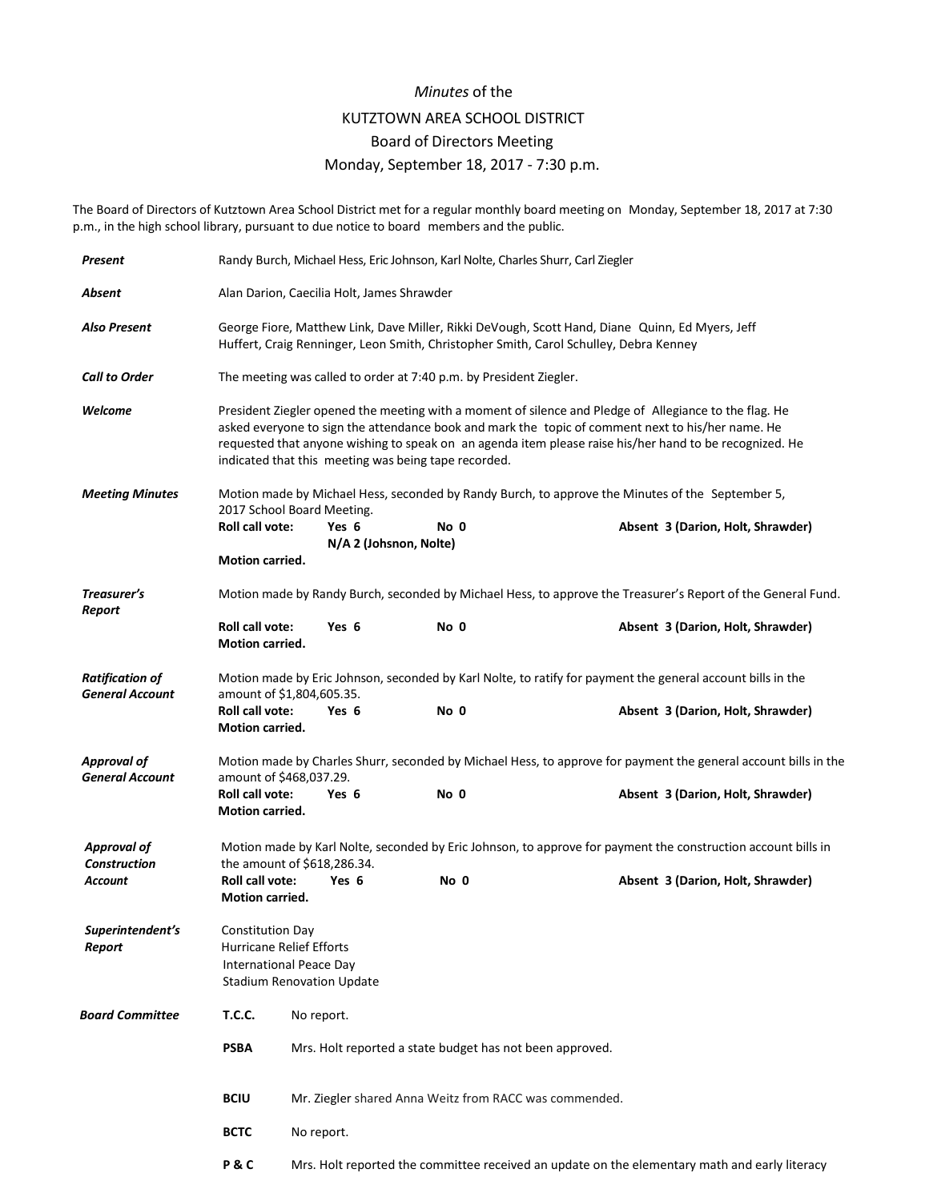*Minutes* of the

KUTZTOWN AREA SCHOOL DISTRICT

Board of Directors Meeting

Monday, September 18, 2017 - 7:30 p.m.

The Board of Directors of Kutztown Area School District met for a regular monthly board meeting on Monday, September 18, 2017 at 7:30 p.m., in the high school library, pursuant to due notice to board members and the public.

***Present*** Randy Burch, Michael Hess, Eric Johnson, Karl Nolte, Charles Shurr, Carl Ziegler

***Absent*** Alan Darion, Caecilia Holt, James Shrawder

***Also Present*** George Fiore, Matthew Link, Dave Miller, Rikki DeVough, Scott Hand, Diane Quinn, Ed Myers, Jeff Huffert, Craig Renninger, Leon Smith, Christopher Smith, Carol Schulley, Debra Kenney

***Call to Order*** The meeting was called to order at 7:40 p.m. by President Ziegler.

***Welcome*** President Ziegler opened the meeting with a moment of silence and Pledge of Allegiance to the flag. He asked everyone to sign the attendance book and mark the topic of comment next to his/her name. He requested that anyone wishing to speak on an agenda item please raise his/her hand to be recognized. He indicated that this meeting was being tape recorded.

***Meeting Minutes*** Motion made by Michael Hess, seconded by Randy Burch, to approve the Minutes of the September 5, 2017 School Board Meeting.

**Roll call vote:** **Yes 6** **No 0** **Absent 3 (Darion, Holt, Shrawder)**
**N/A 2 (Johsnon, Nolte)**
**Motion carried.**

***Treasurer's Report*** Motion made by Randy Burch, seconded by Michael Hess, to approve the Treasurer's Report of the General Fund.

**Roll call vote:** **Yes 6** **No 0** **Absent 3 (Darion, Holt, Shrawder)**
**Motion carried.**

***Ratification of General Account*** Motion made by Eric Johnson, seconded by Karl Nolte, to ratify for payment the general account bills in the amount of $1,804,605.35.

**Roll call vote:** **Yes 6** **No 0** **Absent 3 (Darion, Holt, Shrawder)**
**Motion carried.**

***Approval of General Account*** Motion made by Charles Shurr, seconded by Michael Hess, to approve for payment the general account bills in the amount of $468,037.29.

**Roll call vote:** **Yes 6** **No 0** **Absent 3 (Darion, Holt, Shrawder)**
**Motion carried.**

***Approval of Construction Account*** Motion made by Karl Nolte, seconded by Eric Johnson, to approve for payment the construction account bills in the amount of $618,286.34.

**Roll call vote:** **Yes 6** **No 0** **Absent 3 (Darion, Holt, Shrawder)**
**Motion carried.**

***Superintendent's Report***
Constitution Day
Hurricane Relief Efforts
International Peace Day
Stadium Renovation Update

***Board Committee***

**T.C.C.** No report.

**PSBA** Mrs. Holt reported a state budget has not been approved.

**BCIU** Mr. Ziegler shared Anna Weitz from RACC was commended.

**BCTC** No report.

**P & C** Mrs. Holt reported the committee received an update on the elementary math and early literacy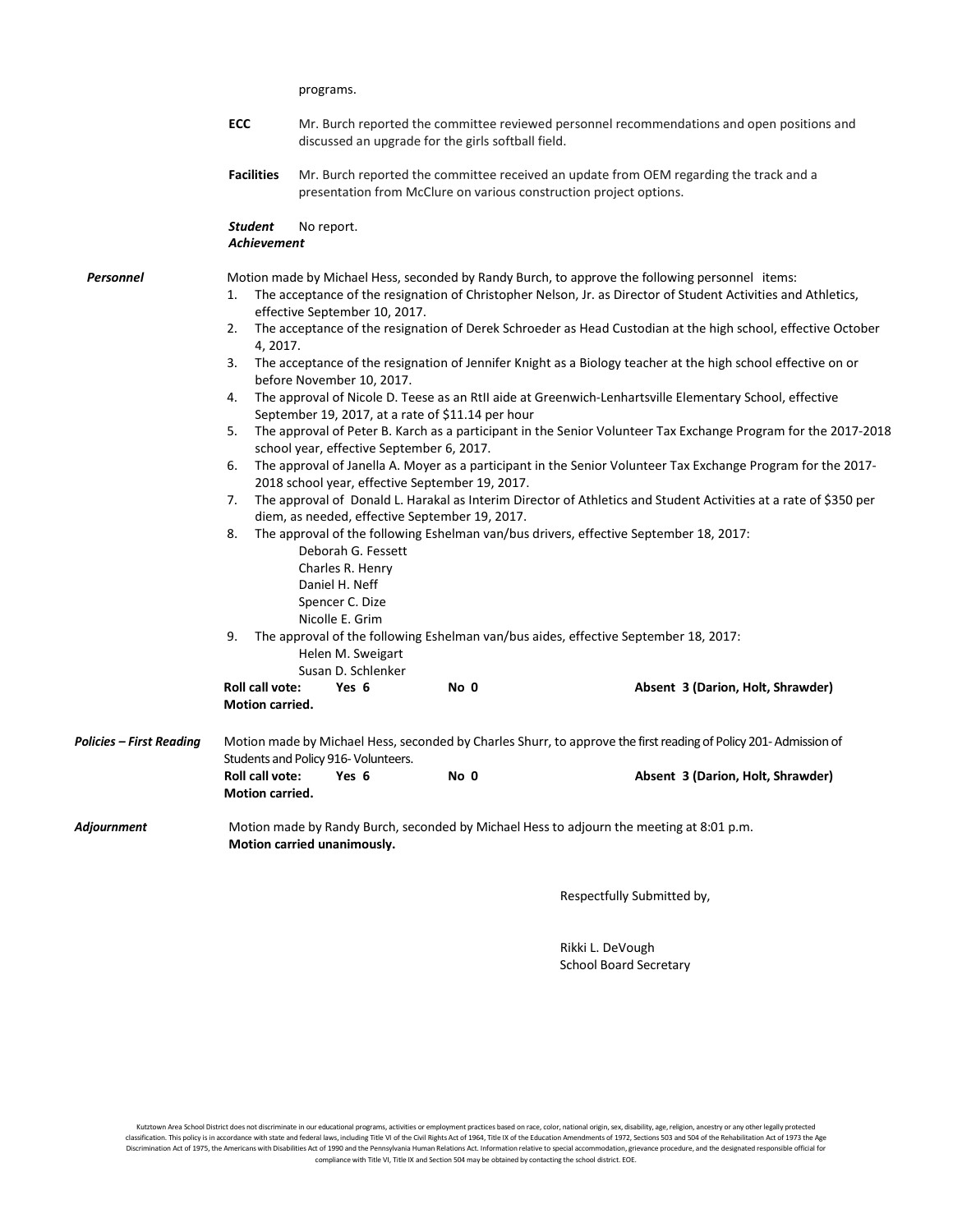programs.

**ECC** Mr. Burch reported the committee reviewed personnel recommendations and open positions and discussed an upgrade for the girls softball field.

**Facilities** Mr. Burch reported the committee received an update from OEM regarding the track and a presentation from McClure on various construction project options.

***Student Achievement*** No report.

***Personnel***

Motion made by Michael Hess, seconded by Randy Burch, to approve the following personnel items:

1. The acceptance of the resignation of Christopher Nelson, Jr. as Director of Student Activities and Athletics, effective September 10, 2017.
2. The acceptance of the resignation of Derek Schroeder as Head Custodian at the high school, effective October 4, 2017.
3. The acceptance of the resignation of Jennifer Knight as a Biology teacher at the high school effective on or before November 10, 2017.
4. The approval of Nicole D. Teese as an RtII aide at Greenwich-Lenhartsville Elementary School, effective September 19, 2017, at a rate of $11.14 per hour
5. The approval of Peter B. Karch as a participant in the Senior Volunteer Tax Exchange Program for the 2017-2018 school year, effective September 6, 2017.
6. The approval of Janella A. Moyer as a participant in the Senior Volunteer Tax Exchange Program for the 2017-2018 school year, effective September 19, 2017.
7. The approval of Donald L. Harakal as Interim Director of Athletics and Student Activities at a rate of $350 per diem, as needed, effective September 19, 2017.
8. The approval of the following Eshelman van/bus drivers, effective September 18, 2017:
   - Deborah G. Fessett
   - Charles R. Henry
   - Daniel H. Neff
   - Spencer C. Dize
   - Nicolle E. Grim
9. The approval of the following Eshelman van/bus aides, effective September 18, 2017:
   - Helen M. Sweigart
   - Susan D. Schlenker

**Roll call vote: Yes 6 No 0 Absent 3 (Darion, Holt, Shrawder)**
**Motion carried.**

***Policies – First Reading***

Motion made by Michael Hess, seconded by Charles Shurr, to approve the first reading of Policy 201- Admission of Students and Policy 916- Volunteers.

**Roll call vote: Yes 6 No 0 Absent 3 (Darion, Holt, Shrawder)**
**Motion carried.**

***Adjournment***

Motion made by Randy Burch, seconded by Michael Hess to adjourn the meeting at 8:01 p.m.
**Motion carried unanimously.**

Respectfully Submitted by,

Rikki L. DeVough
School Board Secretary

Kutztown Area School District does not discriminate in our educational programs, activities or employment practices based on race, color, national origin, sex, disability, age, religion, ancestry or any other legally protected classification. This policy is in accordance with state and federal laws, including Title VI of the Civil Rights Act of 1964, Title IX of the Education Amendments of 1972, Sections 503 and 504 of the Rehabilitation Act of 1973 the Age Discrimination Act of 1975, the Americans with Disabilities Act of 1990 and the Pennsylvania Human Relations Act. Information relative to special accommodation, grievance procedure, and the designated responsible official for compliance with Title VI, Title IX and Section 504 may be obtained by contacting the school district. EOE.